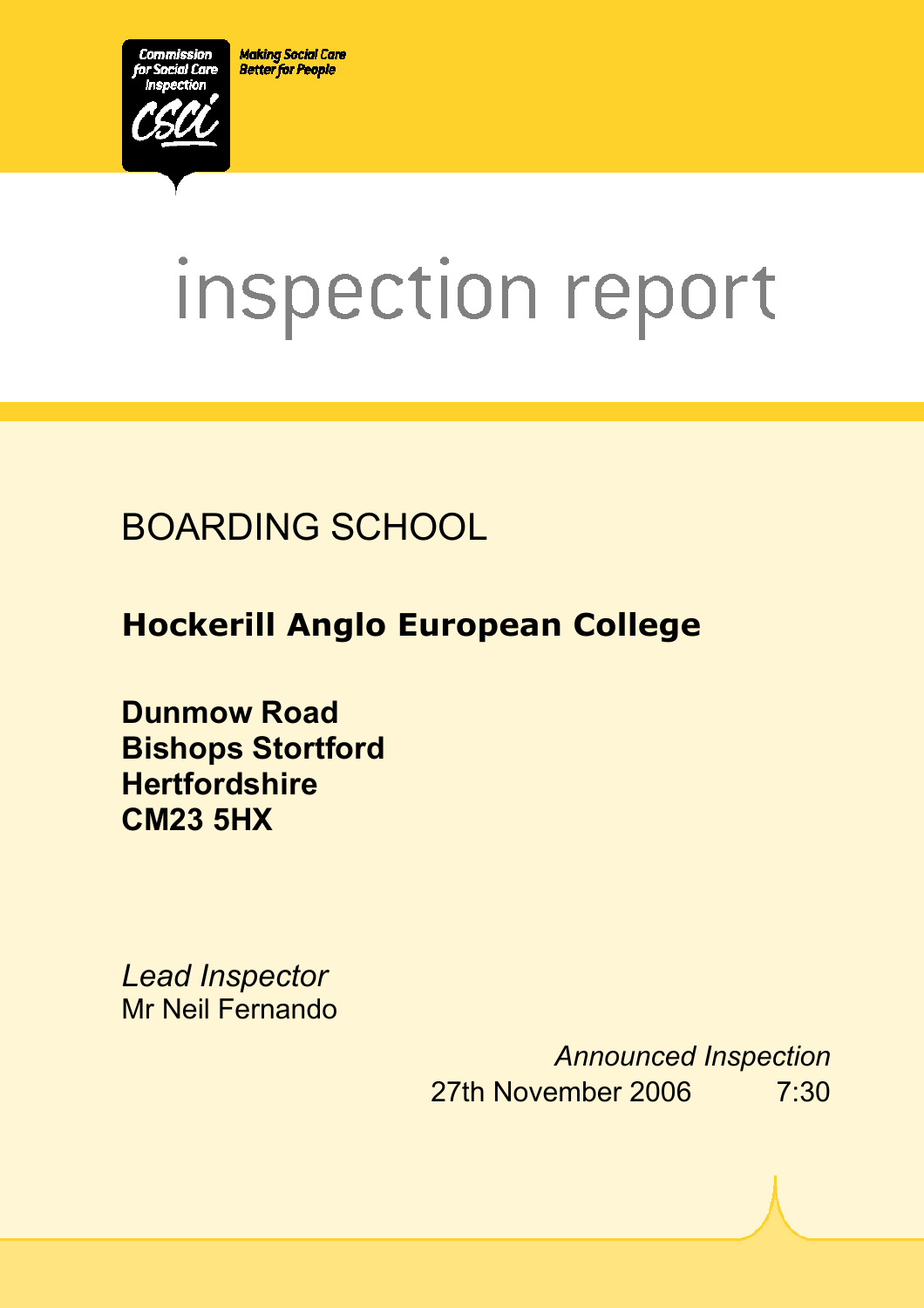Commission for Social Care Inspection

Making Social Care Better for People

# inspection report

## BOARDING SCHOOL

**Hockerill Anglo European College**

**Dunmow Road**
**Bishops Stortford**
**Hertfordshire**
**CM23 5HX**

*Lead Inspector*
Mr Neil Fernando

*Announced Inspection*
27th November 2006 7:30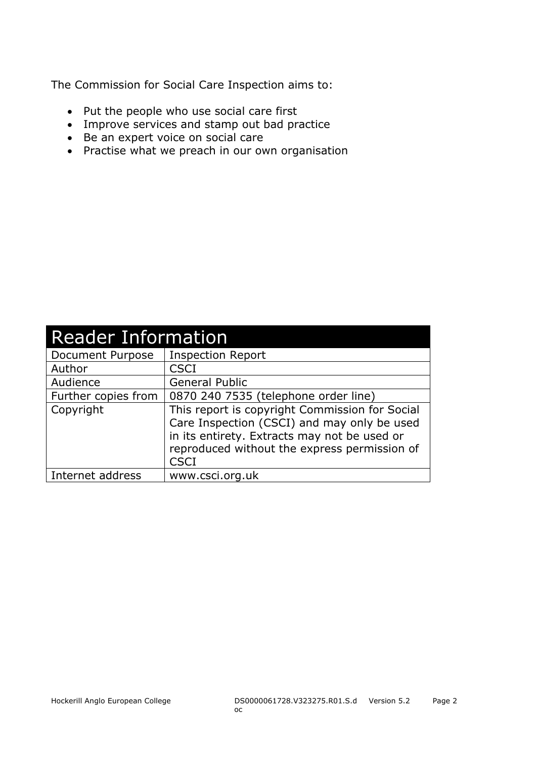The Commission for Social Care Inspection aims to:

- Put the people who use social care first
- Improve services and stamp out bad practice
- Be an expert voice on social care
- Practise what we preach in our own organisation

| Reader Information | |
|---|---|
| Document Purpose | Inspection Report |
| Author | CSCI |
| Audience | General Public |
| Further copies from | 0870 240 7535 (telephone order line) |
| Copyright | This report is copyright Commission for Social Care Inspection (CSCI) and may only be used in its entirety. Extracts may not be used or reproduced without the express permission of CSCI |
| Internet address | www.csci.org.uk |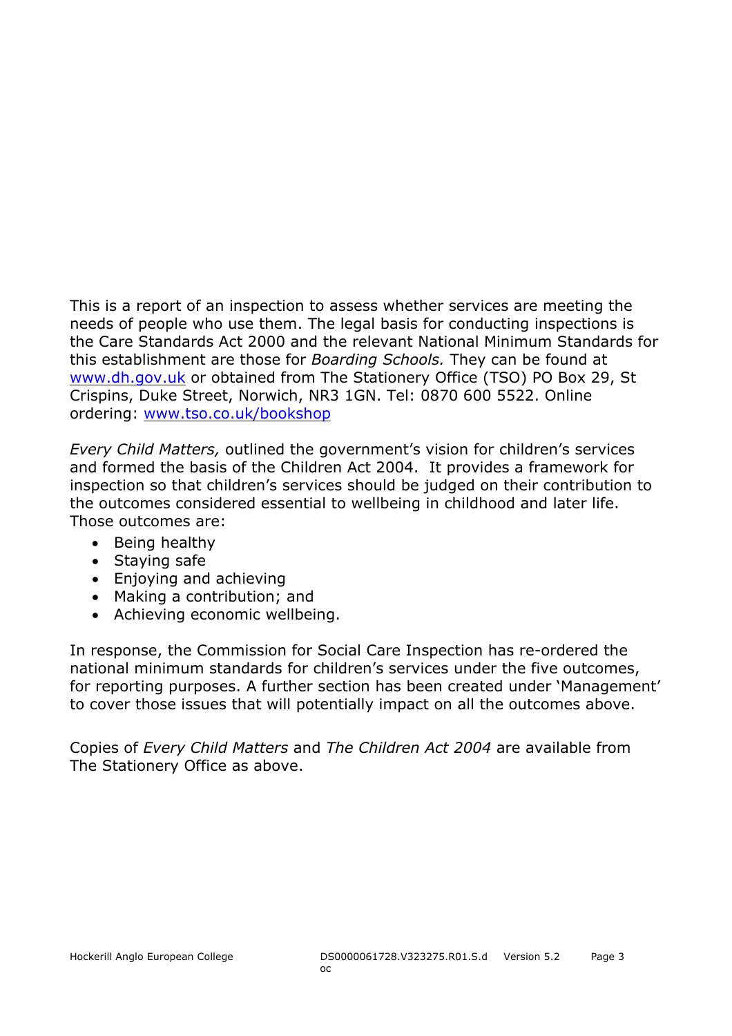This is a report of an inspection to assess whether services are meeting the needs of people who use them. The legal basis for conducting inspections is the Care Standards Act 2000 and the relevant National Minimum Standards for this establishment are those for *Boarding Schools.* They can be found at [www.dh.gov.uk](http://www.dh.gov.uk) or obtained from The Stationery Office (TSO) PO Box 29, St Crispins, Duke Street, Norwich, NR3 1GN. Tel: 0870 600 5522. Online ordering: [www.tso.co.uk/bookshop](http://www.tso.co.uk/bookshop)

*Every Child Matters,* outlined the government's vision for children's services and formed the basis of the Children Act 2004. It provides a framework for inspection so that children's services should be judged on their contribution to the outcomes considered essential to wellbeing in childhood and later life. Those outcomes are:

- Being healthy
- Staying safe
- Enjoying and achieving
- Making a contribution; and
- Achieving economic wellbeing.

In response, the Commission for Social Care Inspection has re-ordered the national minimum standards for children's services under the five outcomes, for reporting purposes. A further section has been created under 'Management' to cover those issues that will potentially impact on all the outcomes above.

Copies of *Every Child Matters* and *The Children Act 2004* are available from The Stationery Office as above.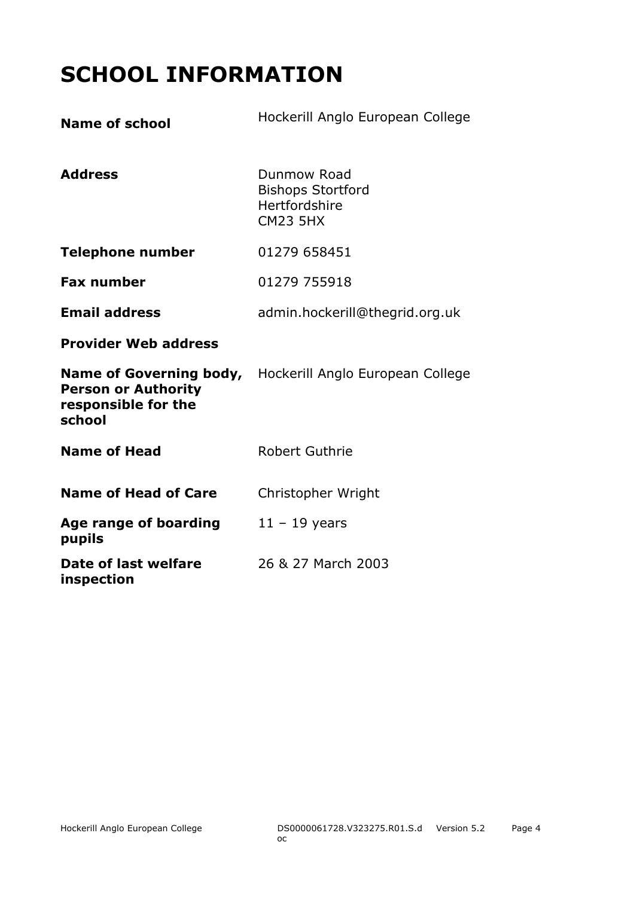# SCHOOL INFORMATION

| | |
|---|---|
| **Name of school** | Hockerill Anglo European College |
| **Address** | Dunmow Road<br>Bishops Stortford<br>Hertfordshire<br>CM23 5HX |
| **Telephone number** | 01279 658451 |
| **Fax number** | 01279 755918 |
| **Email address** | admin.hockerill@thegrid.org.uk |
| **Provider Web address** | |
| **Name of Governing body, Person or Authority responsible for the school** | Hockerill Anglo European College |
| **Name of Head** | Robert Guthrie |
| **Name of Head of Care** | Christopher Wright |
| **Age range of boarding pupils** | 11 – 19 years |
| **Date of last welfare inspection** | 26 & 27 March 2003 |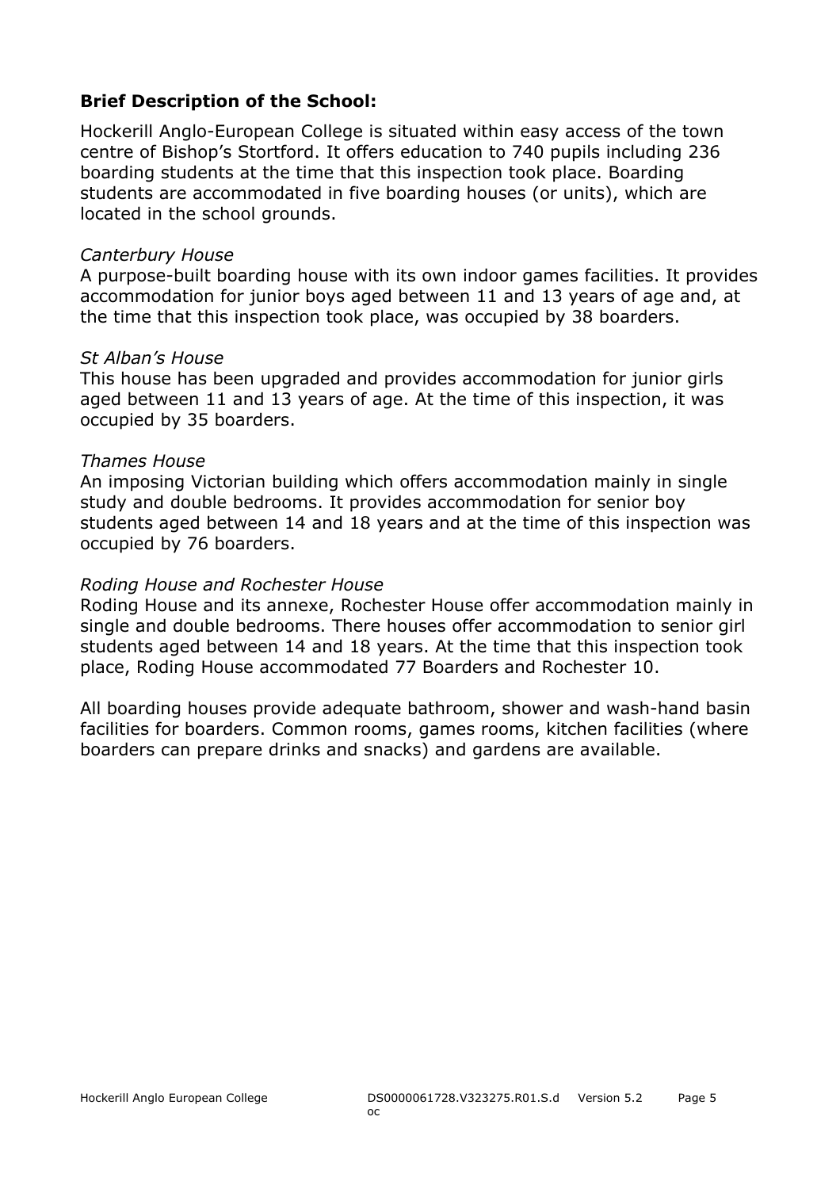**Brief Description of the School:**

Hockerill Anglo-European College is situated within easy access of the town centre of Bishop's Stortford. It offers education to 740 pupils including 236 boarding students at the time that this inspection took place. Boarding students are accommodated in five boarding houses (or units), which are located in the school grounds.

*Canterbury House*
A purpose-built boarding house with its own indoor games facilities. It provides accommodation for junior boys aged between 11 and 13 years of age and, at the time that this inspection took place, was occupied by 38 boarders.

*St Alban's House*
This house has been upgraded and provides accommodation for junior girls aged between 11 and 13 years of age. At the time of this inspection, it was occupied by 35 boarders.

*Thames House*
An imposing Victorian building which offers accommodation mainly in single study and double bedrooms. It provides accommodation for senior boy students aged between 14 and 18 years and at the time of this inspection was occupied by 76 boarders.

*Roding House and Rochester House*
Roding House and its annexe, Rochester House offer accommodation mainly in single and double bedrooms. There houses offer accommodation to senior girl students aged between 14 and 18 years. At the time that this inspection took place, Roding House accommodated 77 Boarders and Rochester 10.

All boarding houses provide adequate bathroom, shower and wash-hand basin facilities for boarders. Common rooms, games rooms, kitchen facilities (where boarders can prepare drinks and snacks) and gardens are available.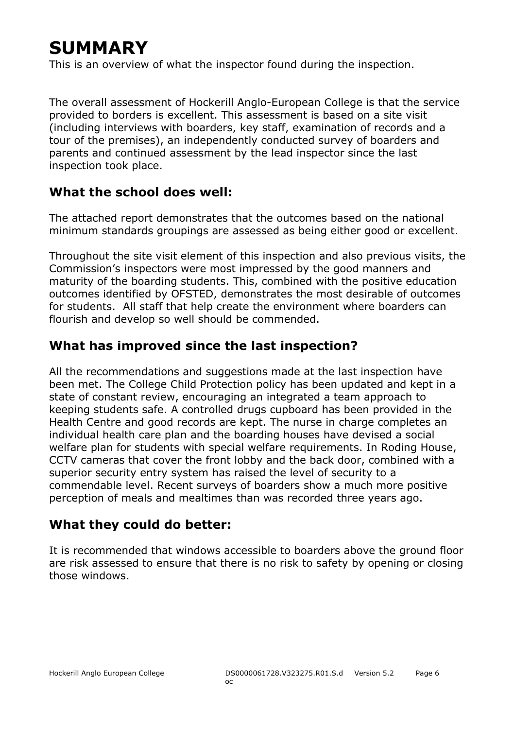# SUMMARY

This is an overview of what the inspector found during the inspection.

The overall assessment of Hockerill Anglo-European College is that the service provided to borders is excellent. This assessment is based on a site visit (including interviews with boarders, key staff, examination of records and a tour of the premises), an independently conducted survey of boarders and parents and continued assessment by the lead inspector since the last inspection took place.

## What the school does well:

The attached report demonstrates that the outcomes based on the national minimum standards groupings are assessed as being either good or excellent.

Throughout the site visit element of this inspection and also previous visits, the Commission's inspectors were most impressed by the good manners and maturity of the boarding students. This, combined with the positive education outcomes identified by OFSTED, demonstrates the most desirable of outcomes for students. All staff that help create the environment where boarders can flourish and develop so well should be commended.

## What has improved since the last inspection?

All the recommendations and suggestions made at the last inspection have been met. The College Child Protection policy has been updated and kept in a state of constant review, encouraging an integrated a team approach to keeping students safe. A controlled drugs cupboard has been provided in the Health Centre and good records are kept. The nurse in charge completes an individual health care plan and the boarding houses have devised a social welfare plan for students with special welfare requirements. In Roding House, CCTV cameras that cover the front lobby and the back door, combined with a superior security entry system has raised the level of security to a commendable level. Recent surveys of boarders show a much more positive perception of meals and mealtimes than was recorded three years ago.

## What they could do better:

It is recommended that windows accessible to boarders above the ground floor are risk assessed to ensure that there is no risk to safety by opening or closing those windows.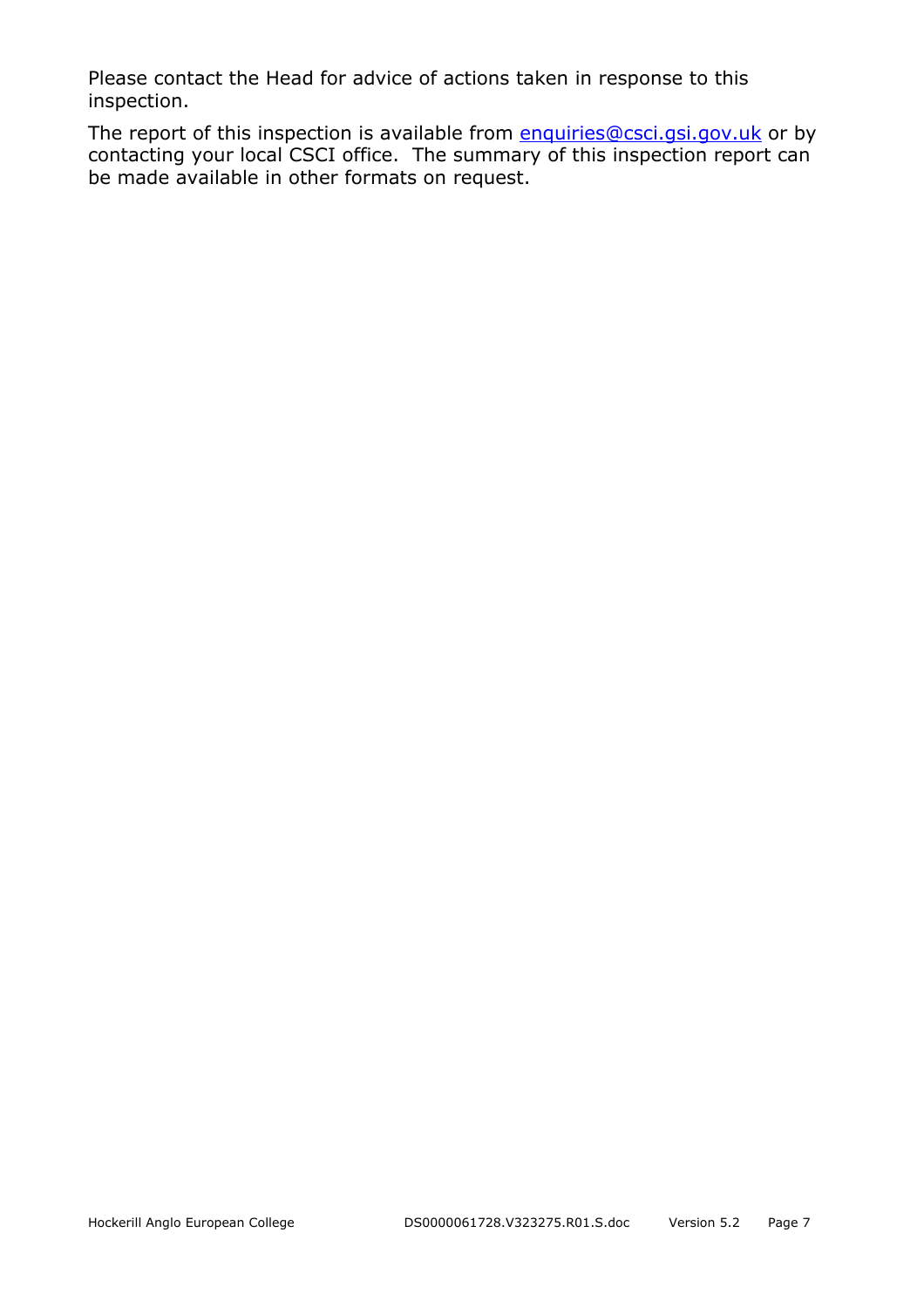Please contact the Head for advice of actions taken in response to this inspection.

The report of this inspection is available from [enquiries@csci.gsi.gov.uk](mailto:enquiries@csci.gsi.gov.uk) or by contacting your local CSCI office. The summary of this inspection report can be made available in other formats on request.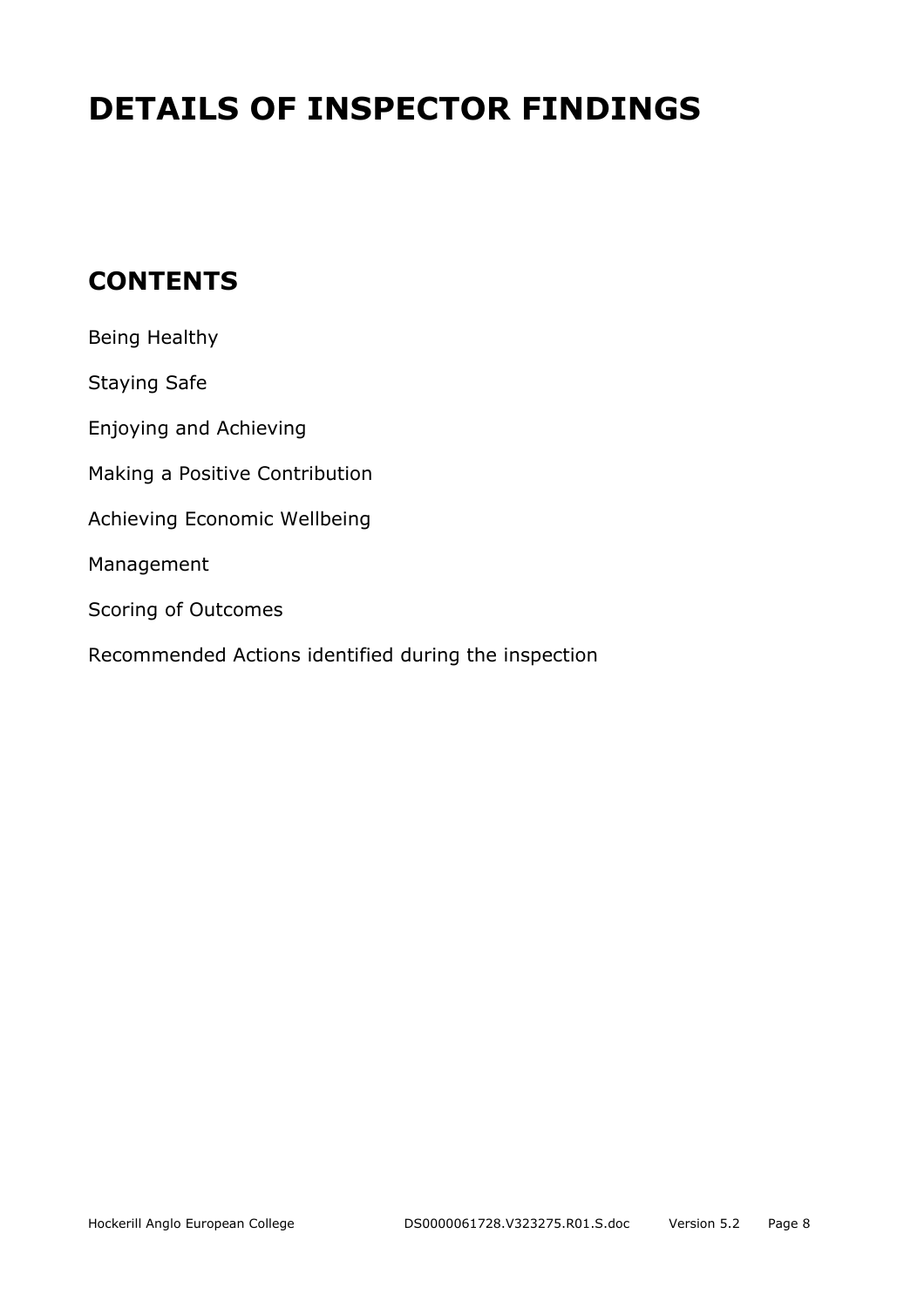# DETAILS OF INSPECTOR FINDINGS

## CONTENTS

Being Healthy

Staying Safe

Enjoying and Achieving

Making a Positive Contribution

Achieving Economic Wellbeing

Management

Scoring of Outcomes

Recommended Actions identified during the inspection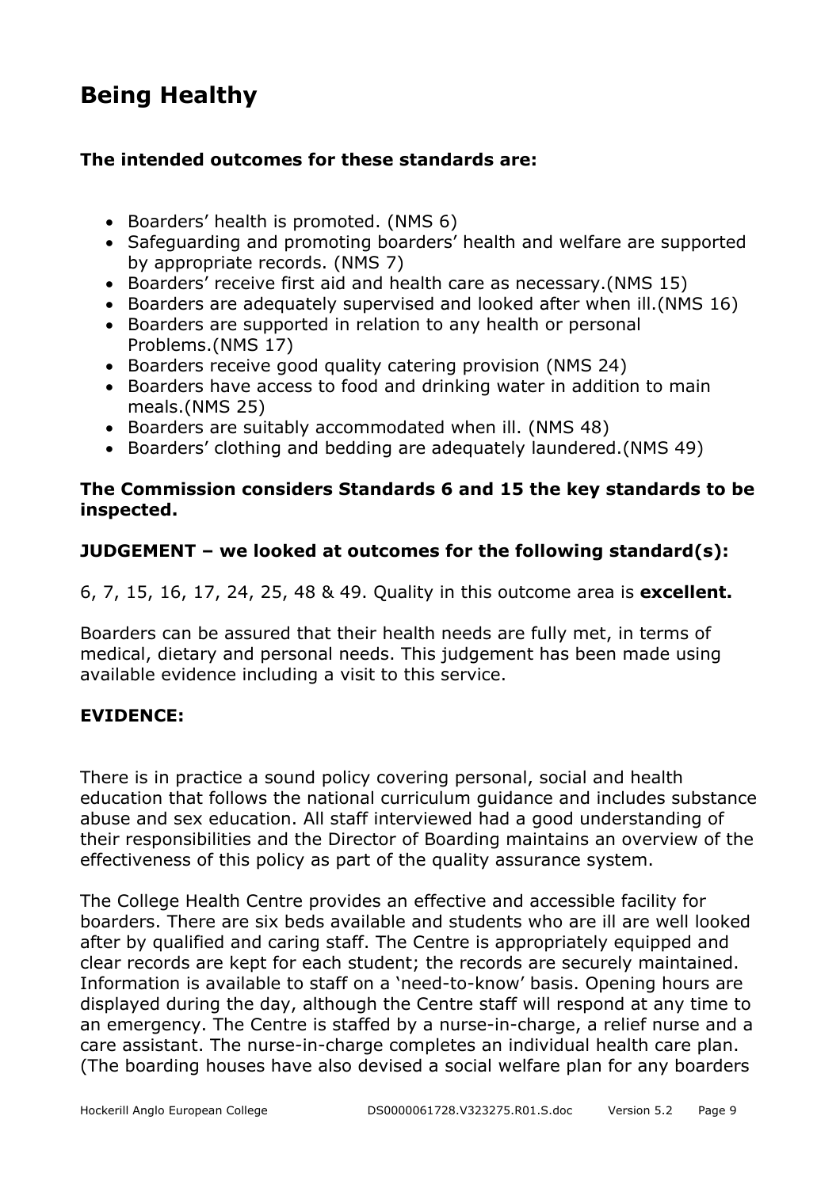# Being Healthy

**The intended outcomes for these standards are:**

- Boarders' health is promoted. (NMS 6)
- Safeguarding and promoting boarders' health and welfare are supported by appropriate records. (NMS 7)
- Boarders' receive first aid and health care as necessary.(NMS 15)
- Boarders are adequately supervised and looked after when ill.(NMS 16)
- Boarders are supported in relation to any health or personal Problems.(NMS 17)
- Boarders receive good quality catering provision (NMS 24)
- Boarders have access to food and drinking water in addition to main meals.(NMS 25)
- Boarders are suitably accommodated when ill. (NMS 48)
- Boarders' clothing and bedding are adequately laundered.(NMS 49)

**The Commission considers Standards 6 and 15 the key standards to be inspected.**

**JUDGEMENT – we looked at outcomes for the following standard(s):**

6, 7, 15, 16, 17, 24, 25, 48 & 49. Quality in this outcome area is **excellent.**

Boarders can be assured that their health needs are fully met, in terms of medical, dietary and personal needs. This judgement has been made using available evidence including a visit to this service.

**EVIDENCE:**

There is in practice a sound policy covering personal, social and health education that follows the national curriculum guidance and includes substance abuse and sex education. All staff interviewed had a good understanding of their responsibilities and the Director of Boarding maintains an overview of the effectiveness of this policy as part of the quality assurance system.

The College Health Centre provides an effective and accessible facility for boarders. There are six beds available and students who are ill are well looked after by qualified and caring staff. The Centre is appropriately equipped and clear records are kept for each student; the records are securely maintained. Information is available to staff on a 'need-to-know' basis. Opening hours are displayed during the day, although the Centre staff will respond at any time to an emergency. The Centre is staffed by a nurse-in-charge, a relief nurse and a care assistant. The nurse-in-charge completes an individual health care plan. (The boarding houses have also devised a social welfare plan for any boarders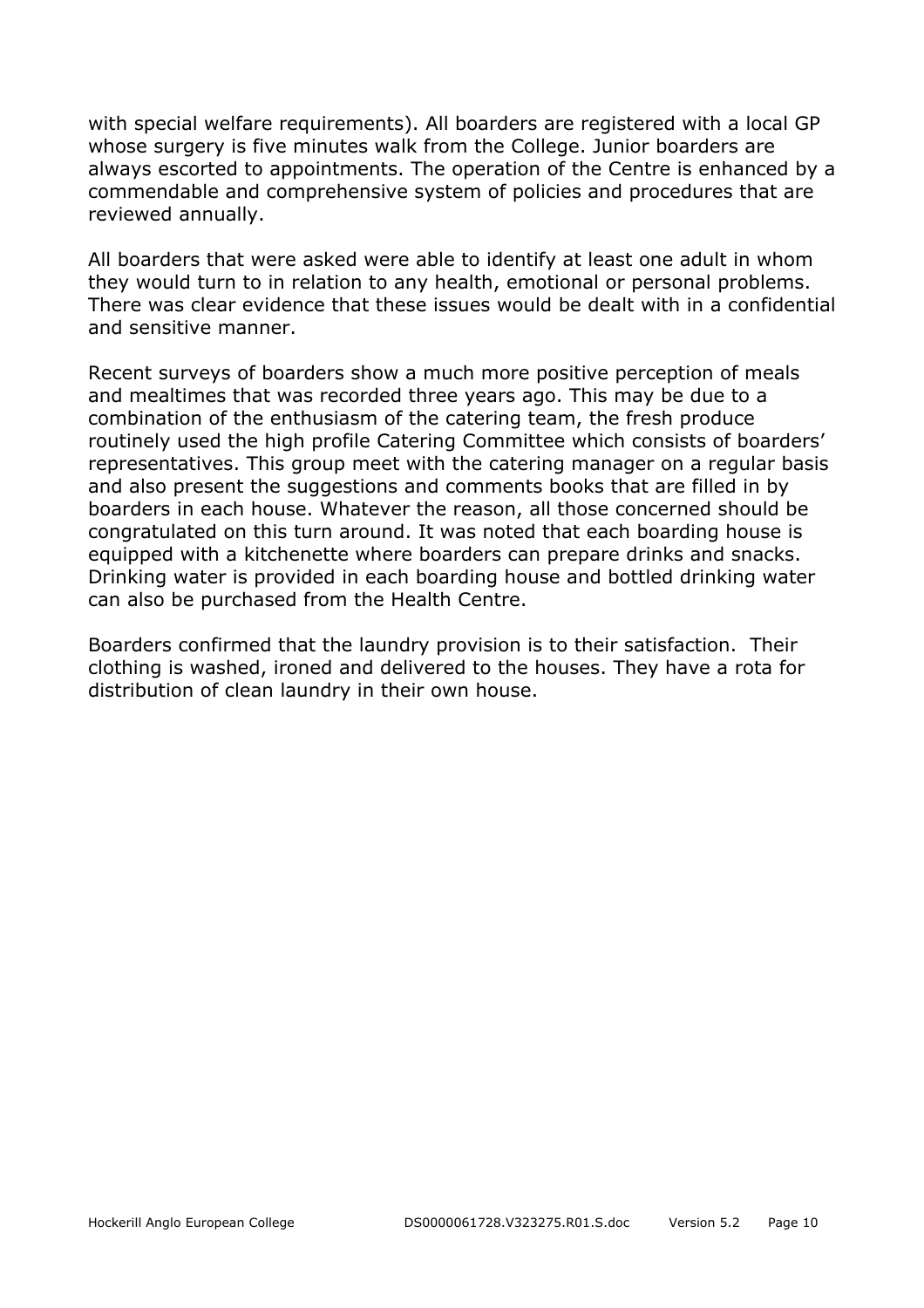with special welfare requirements). All boarders are registered with a local GP whose surgery is five minutes walk from the College. Junior boarders are always escorted to appointments. The operation of the Centre is enhanced by a commendable and comprehensive system of policies and procedures that are reviewed annually.

All boarders that were asked were able to identify at least one adult in whom they would turn to in relation to any health, emotional or personal problems. There was clear evidence that these issues would be dealt with in a confidential and sensitive manner.

Recent surveys of boarders show a much more positive perception of meals and mealtimes that was recorded three years ago. This may be due to a combination of the enthusiasm of the catering team, the fresh produce routinely used the high profile Catering Committee which consists of boarders' representatives. This group meet with the catering manager on a regular basis and also present the suggestions and comments books that are filled in by boarders in each house. Whatever the reason, all those concerned should be congratulated on this turn around. It was noted that each boarding house is equipped with a kitchenette where boarders can prepare drinks and snacks. Drinking water is provided in each boarding house and bottled drinking water can also be purchased from the Health Centre.

Boarders confirmed that the laundry provision is to their satisfaction. Their clothing is washed, ironed and delivered to the houses. They have a rota for distribution of clean laundry in their own house.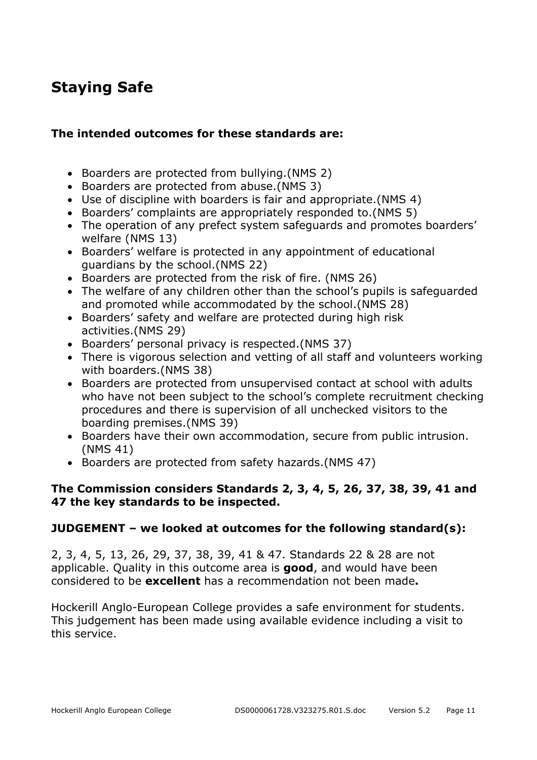## Staying Safe

**The intended outcomes for these standards are:**

- Boarders are protected from bullying.(NMS 2)
- Boarders are protected from abuse.(NMS 3)
- Use of discipline with boarders is fair and appropriate.(NMS 4)
- Boarders' complaints are appropriately responded to.(NMS 5)
- The operation of any prefect system safeguards and promotes boarders' welfare (NMS 13)
- Boarders' welfare is protected in any appointment of educational guardians by the school.(NMS 22)
- Boarders are protected from the risk of fire. (NMS 26)
- The welfare of any children other than the school's pupils is safeguarded and promoted while accommodated by the school.(NMS 28)
- Boarders' safety and welfare are protected during high risk activities.(NMS 29)
- Boarders' personal privacy is respected.(NMS 37)
- There is vigorous selection and vetting of all staff and volunteers working with boarders.(NMS 38)
- Boarders are protected from unsupervised contact at school with adults who have not been subject to the school's complete recruitment checking procedures and there is supervision of all unchecked visitors to the boarding premises.(NMS 39)
- Boarders have their own accommodation, secure from public intrusion. (NMS 41)
- Boarders are protected from safety hazards.(NMS 47)

**The Commission considers Standards 2, 3, 4, 5, 26, 37, 38, 39, 41 and 47 the key standards to be inspected.**

**JUDGEMENT – we looked at outcomes for the following standard(s):**

2, 3, 4, 5, 13, 26, 29, 37, 38, 39, 41 & 47. Standards 22 & 28 are not applicable. Quality in this outcome area is **good**, and would have been considered to be **excellent** has a recommendation not been made**.**

Hockerill Anglo-European College provides a safe environment for students. This judgement has been made using available evidence including a visit to this service.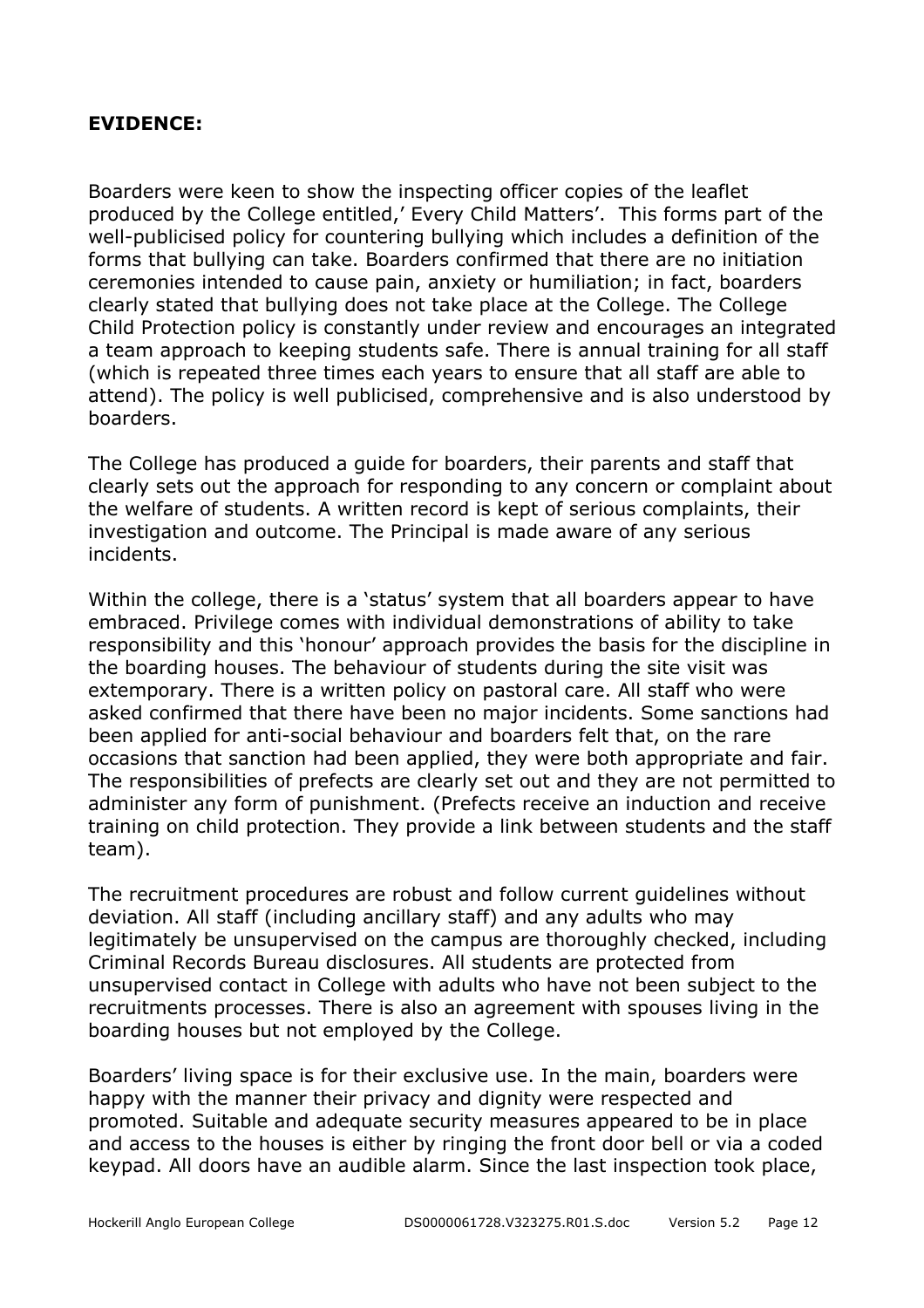**EVIDENCE:**

Boarders were keen to show the inspecting officer copies of the leaflet produced by the College entitled,' Every Child Matters'. This forms part of the well-publicised policy for countering bullying which includes a definition of the forms that bullying can take. Boarders confirmed that there are no initiation ceremonies intended to cause pain, anxiety or humiliation; in fact, boarders clearly stated that bullying does not take place at the College. The College Child Protection policy is constantly under review and encourages an integrated a team approach to keeping students safe. There is annual training for all staff (which is repeated three times each years to ensure that all staff are able to attend). The policy is well publicised, comprehensive and is also understood by boarders.

The College has produced a guide for boarders, their parents and staff that clearly sets out the approach for responding to any concern or complaint about the welfare of students. A written record is kept of serious complaints, their investigation and outcome. The Principal is made aware of any serious incidents.

Within the college, there is a 'status' system that all boarders appear to have embraced. Privilege comes with individual demonstrations of ability to take responsibility and this 'honour' approach provides the basis for the discipline in the boarding houses. The behaviour of students during the site visit was extemporary. There is a written policy on pastoral care. All staff who were asked confirmed that there have been no major incidents. Some sanctions had been applied for anti-social behaviour and boarders felt that, on the rare occasions that sanction had been applied, they were both appropriate and fair. The responsibilities of prefects are clearly set out and they are not permitted to administer any form of punishment. (Prefects receive an induction and receive training on child protection. They provide a link between students and the staff team).

The recruitment procedures are robust and follow current guidelines without deviation. All staff (including ancillary staff) and any adults who may legitimately be unsupervised on the campus are thoroughly checked, including Criminal Records Bureau disclosures. All students are protected from unsupervised contact in College with adults who have not been subject to the recruitments processes. There is also an agreement with spouses living in the boarding houses but not employed by the College.

Boarders' living space is for their exclusive use. In the main, boarders were happy with the manner their privacy and dignity were respected and promoted. Suitable and adequate security measures appeared to be in place and access to the houses is either by ringing the front door bell or via a coded keypad. All doors have an audible alarm. Since the last inspection took place,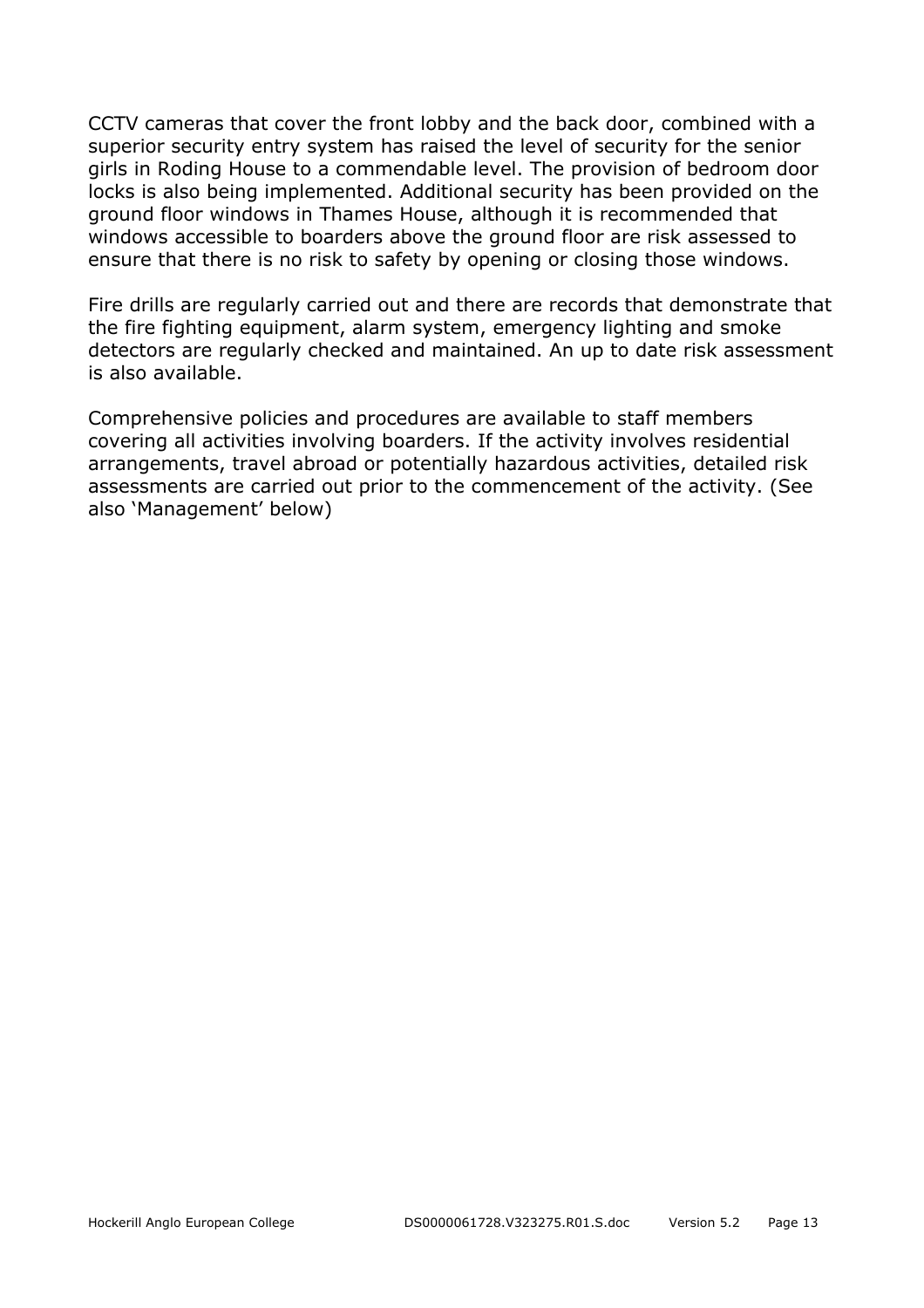CCTV cameras that cover the front lobby and the back door, combined with a superior security entry system has raised the level of security for the senior girls in Roding House to a commendable level. The provision of bedroom door locks is also being implemented. Additional security has been provided on the ground floor windows in Thames House, although it is recommended that windows accessible to boarders above the ground floor are risk assessed to ensure that there is no risk to safety by opening or closing those windows.

Fire drills are regularly carried out and there are records that demonstrate that the fire fighting equipment, alarm system, emergency lighting and smoke detectors are regularly checked and maintained. An up to date risk assessment is also available.

Comprehensive policies and procedures are available to staff members covering all activities involving boarders. If the activity involves residential arrangements, travel abroad or potentially hazardous activities, detailed risk assessments are carried out prior to the commencement of the activity. (See also 'Management' below)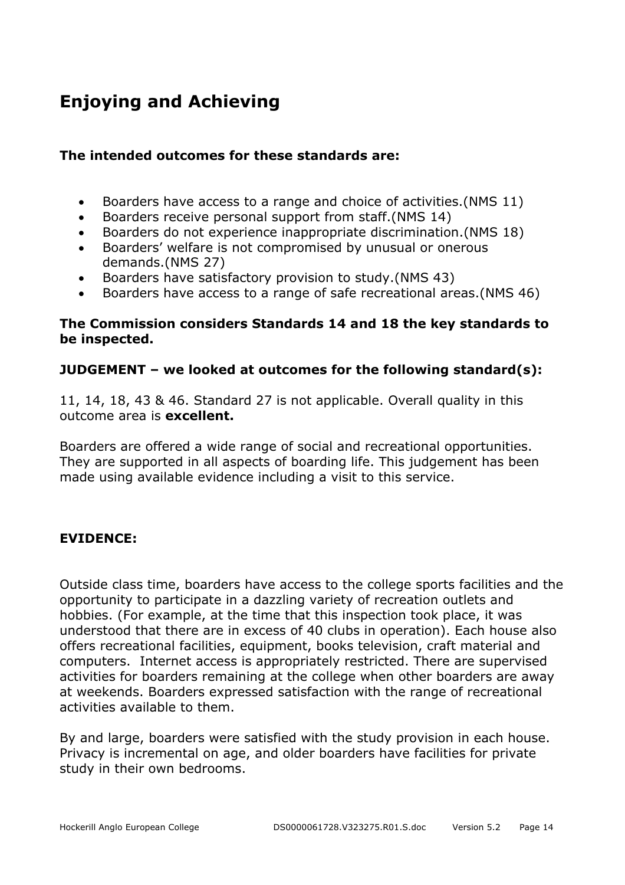## Enjoying and Achieving

**The intended outcomes for these standards are:**

- Boarders have access to a range and choice of activities.(NMS 11)
- Boarders receive personal support from staff.(NMS 14)
- Boarders do not experience inappropriate discrimination.(NMS 18)
- Boarders' welfare is not compromised by unusual or onerous demands.(NMS 27)
- Boarders have satisfactory provision to study.(NMS 43)
- Boarders have access to a range of safe recreational areas.(NMS 46)

**The Commission considers Standards 14 and 18 the key standards to be inspected.**

**JUDGEMENT – we looked at outcomes for the following standard(s):**

11, 14, 18, 43 & 46. Standard 27 is not applicable. Overall quality in this outcome area is **excellent.**

Boarders are offered a wide range of social and recreational opportunities. They are supported in all aspects of boarding life. This judgement has been made using available evidence including a visit to this service.

**EVIDENCE:**

Outside class time, boarders have access to the college sports facilities and the opportunity to participate in a dazzling variety of recreation outlets and hobbies. (For example, at the time that this inspection took place, it was understood that there are in excess of 40 clubs in operation). Each house also offers recreational facilities, equipment, books television, craft material and computers. Internet access is appropriately restricted. There are supervised activities for boarders remaining at the college when other boarders are away at weekends. Boarders expressed satisfaction with the range of recreational activities available to them.

By and large, boarders were satisfied with the study provision in each house. Privacy is incremental on age, and older boarders have facilities for private study in their own bedrooms.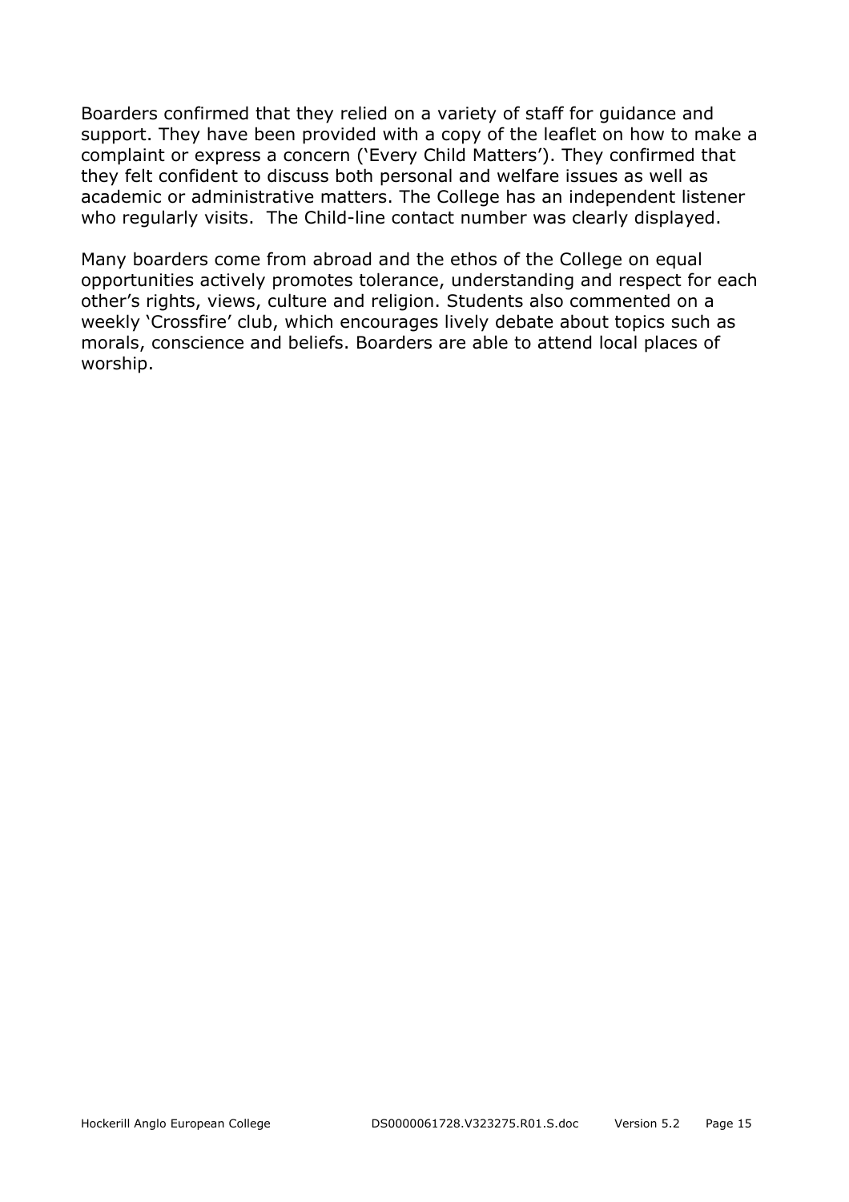Boarders confirmed that they relied on a variety of staff for guidance and support. They have been provided with a copy of the leaflet on how to make a complaint or express a concern ('Every Child Matters'). They confirmed that they felt confident to discuss both personal and welfare issues as well as academic or administrative matters. The College has an independent listener who regularly visits.  The Child-line contact number was clearly displayed.

Many boarders come from abroad and the ethos of the College on equal opportunities actively promotes tolerance, understanding and respect for each other's rights, views, culture and religion. Students also commented on a weekly 'Crossfire' club, which encourages lively debate about topics such as morals, conscience and beliefs. Boarders are able to attend local places of worship.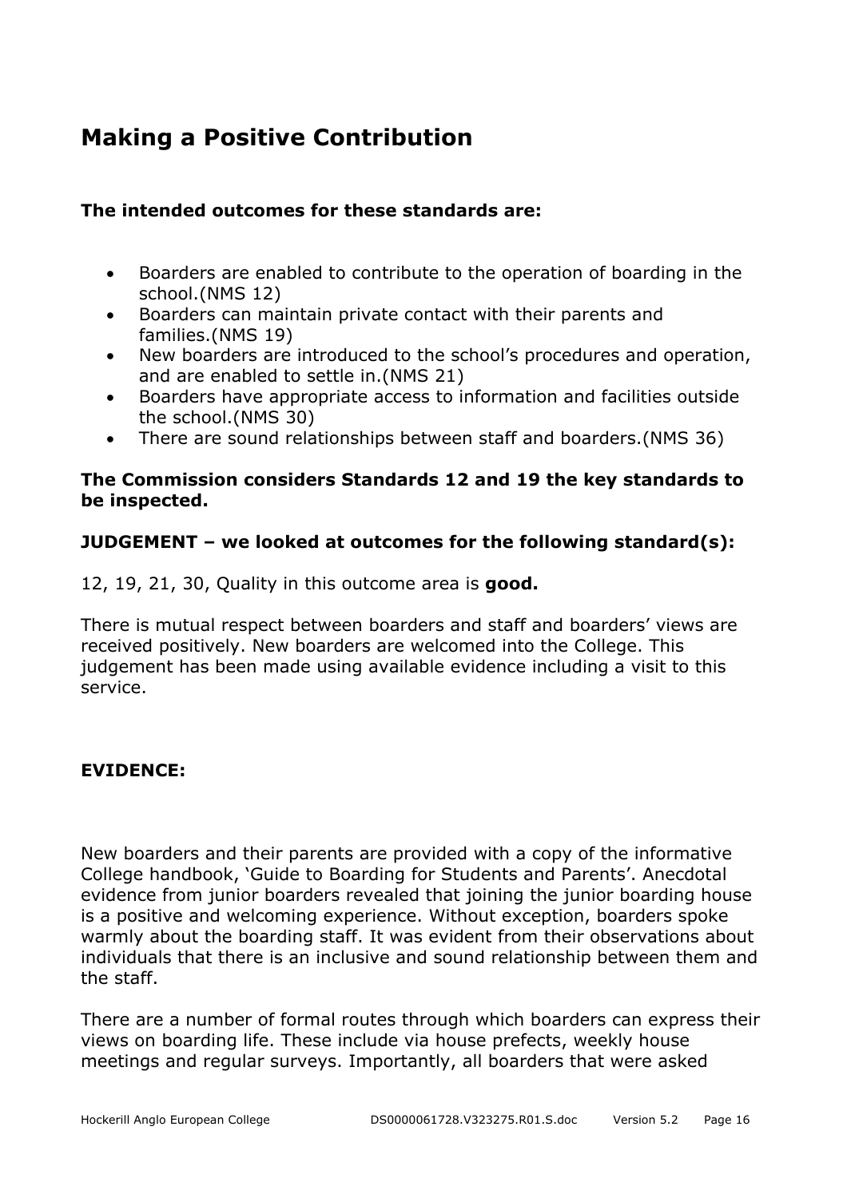# Making a Positive Contribution

**The intended outcomes for these standards are:**

- Boarders are enabled to contribute to the operation of boarding in the school.(NMS 12)
- Boarders can maintain private contact with their parents and families.(NMS 19)
- New boarders are introduced to the school's procedures and operation, and are enabled to settle in.(NMS 21)
- Boarders have appropriate access to information and facilities outside the school.(NMS 30)
- There are sound relationships between staff and boarders.(NMS 36)

**The Commission considers Standards 12 and 19 the key standards to be inspected.**

**JUDGEMENT – we looked at outcomes for the following standard(s):**

12, 19, 21, 30, Quality in this outcome area is **good.**

There is mutual respect between boarders and staff and boarders' views are received positively. New boarders are welcomed into the College. This judgement has been made using available evidence including a visit to this service.

**EVIDENCE:**

New boarders and their parents are provided with a copy of the informative College handbook, 'Guide to Boarding for Students and Parents'. Anecdotal evidence from junior boarders revealed that joining the junior boarding house is a positive and welcoming experience. Without exception, boarders spoke warmly about the boarding staff. It was evident from their observations about individuals that there is an inclusive and sound relationship between them and the staff.

There are a number of formal routes through which boarders can express their views on boarding life. These include via house prefects, weekly house meetings and regular surveys. Importantly, all boarders that were asked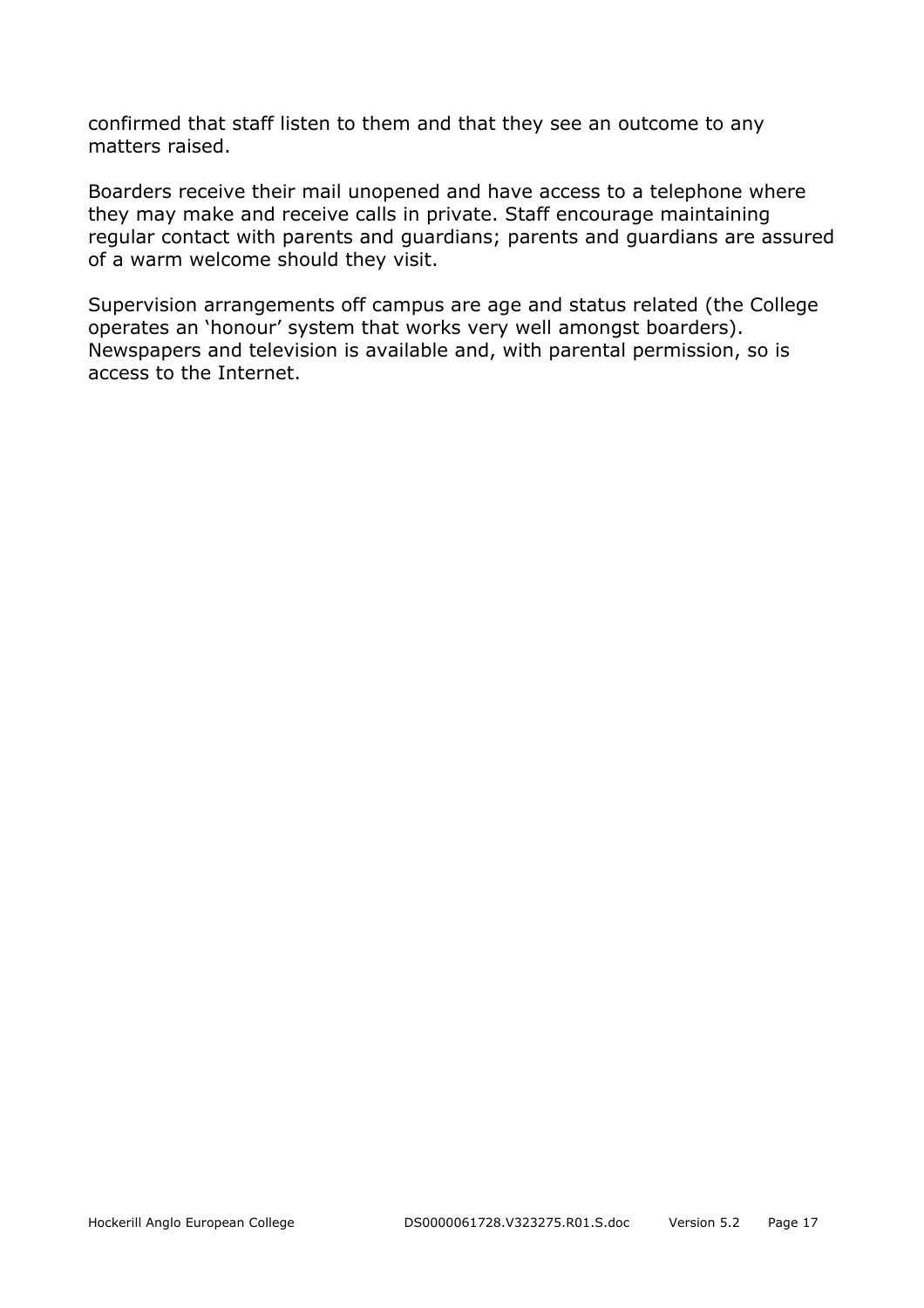confirmed that staff listen to them and that they see an outcome to any matters raised.

Boarders receive their mail unopened and have access to a telephone where they may make and receive calls in private. Staff encourage maintaining regular contact with parents and guardians; parents and guardians are assured of a warm welcome should they visit.

Supervision arrangements off campus are age and status related (the College operates an 'honour' system that works very well amongst boarders). Newspapers and television is available and, with parental permission, so is access to the Internet.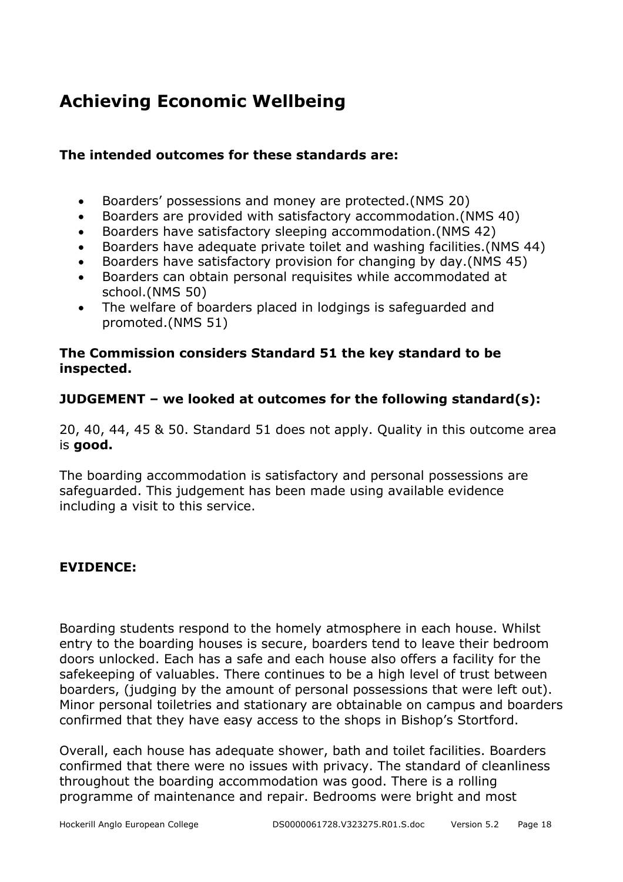# Achieving Economic Wellbeing

**The intended outcomes for these standards are:**

- Boarders' possessions and money are protected.(NMS 20)
- Boarders are provided with satisfactory accommodation.(NMS 40)
- Boarders have satisfactory sleeping accommodation.(NMS 42)
- Boarders have adequate private toilet and washing facilities.(NMS 44)
- Boarders have satisfactory provision for changing by day.(NMS 45)
- Boarders can obtain personal requisites while accommodated at school.(NMS 50)
- The welfare of boarders placed in lodgings is safeguarded and promoted.(NMS 51)

**The Commission considers Standard 51 the key standard to be inspected.**

**JUDGEMENT – we looked at outcomes for the following standard(s):**

20, 40, 44, 45 & 50. Standard 51 does not apply. Quality in this outcome area is **good.**

The boarding accommodation is satisfactory and personal possessions are safeguarded. This judgement has been made using available evidence including a visit to this service.

**EVIDENCE:**

Boarding students respond to the homely atmosphere in each house. Whilst entry to the boarding houses is secure, boarders tend to leave their bedroom doors unlocked. Each has a safe and each house also offers a facility for the safekeeping of valuables. There continues to be a high level of trust between boarders, (judging by the amount of personal possessions that were left out). Minor personal toiletries and stationary are obtainable on campus and boarders confirmed that they have easy access to the shops in Bishop's Stortford.

Overall, each house has adequate shower, bath and toilet facilities. Boarders confirmed that there were no issues with privacy. The standard of cleanliness throughout the boarding accommodation was good. There is a rolling programme of maintenance and repair. Bedrooms were bright and most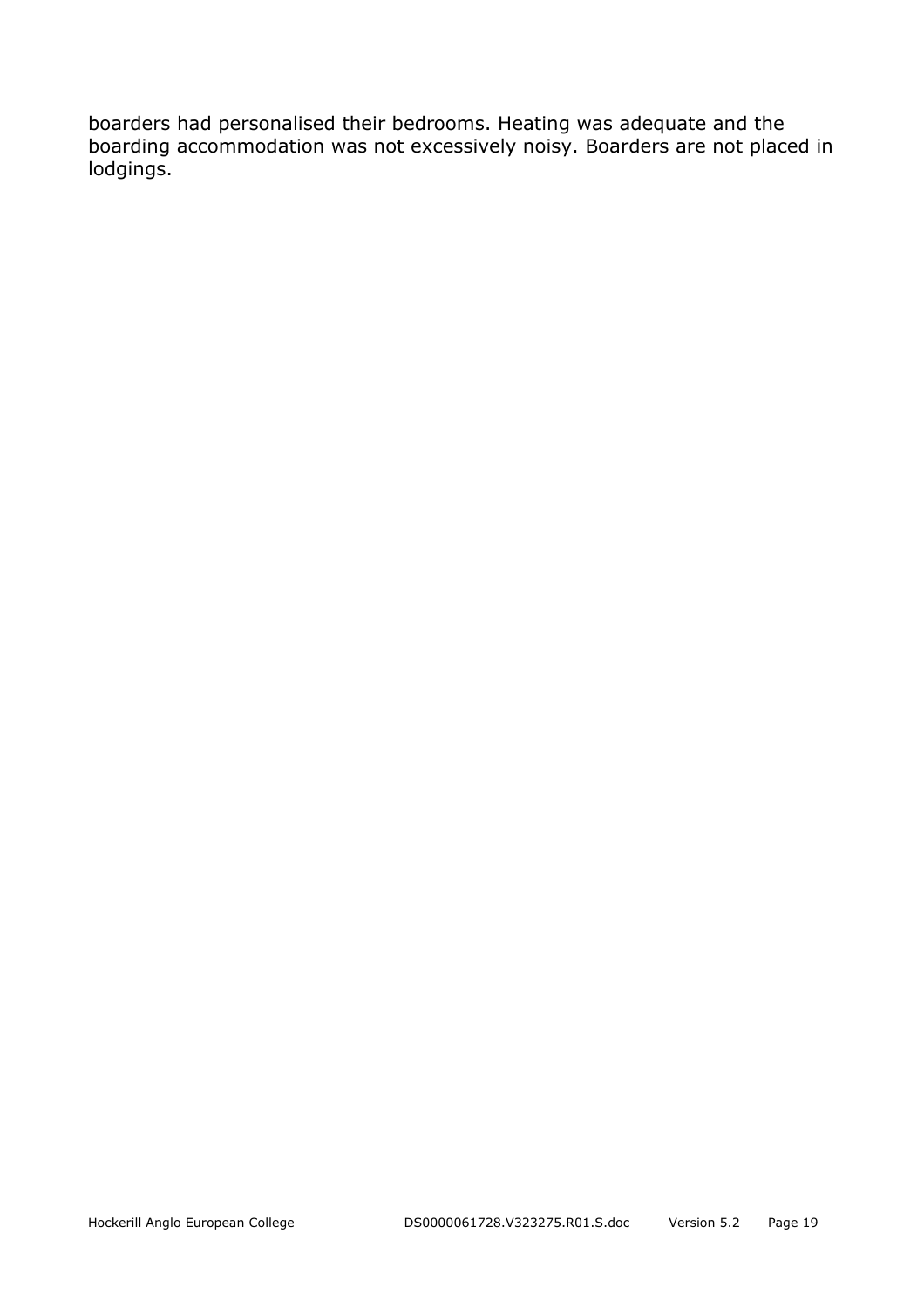boarders had personalised their bedrooms. Heating was adequate and the boarding accommodation was not excessively noisy. Boarders are not placed in lodgings.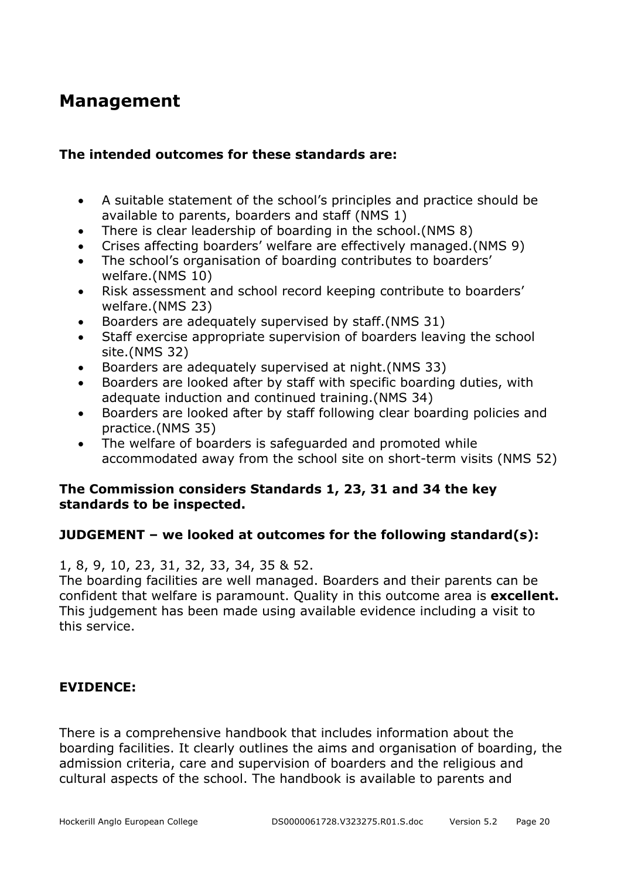## Management

**The intended outcomes for these standards are:**

- A suitable statement of the school's principles and practice should be available to parents, boarders and staff (NMS 1)
- There is clear leadership of boarding in the school.(NMS 8)
- Crises affecting boarders' welfare are effectively managed.(NMS 9)
- The school's organisation of boarding contributes to boarders' welfare.(NMS 10)
- Risk assessment and school record keeping contribute to boarders' welfare.(NMS 23)
- Boarders are adequately supervised by staff.(NMS 31)
- Staff exercise appropriate supervision of boarders leaving the school site.(NMS 32)
- Boarders are adequately supervised at night.(NMS 33)
- Boarders are looked after by staff with specific boarding duties, with adequate induction and continued training.(NMS 34)
- Boarders are looked after by staff following clear boarding policies and practice.(NMS 35)
- The welfare of boarders is safeguarded and promoted while accommodated away from the school site on short-term visits (NMS 52)

**The Commission considers Standards 1, 23, 31 and 34 the key standards to be inspected.**

**JUDGEMENT – we looked at outcomes for the following standard(s):**

1, 8, 9, 10, 23, 31, 32, 33, 34, 35 & 52.
The boarding facilities are well managed. Boarders and their parents can be confident that welfare is paramount. Quality in this outcome area is **excellent.** This judgement has been made using available evidence including a visit to this service.

**EVIDENCE:**

There is a comprehensive handbook that includes information about the boarding facilities. It clearly outlines the aims and organisation of boarding, the admission criteria, care and supervision of boarders and the religious and cultural aspects of the school. The handbook is available to parents and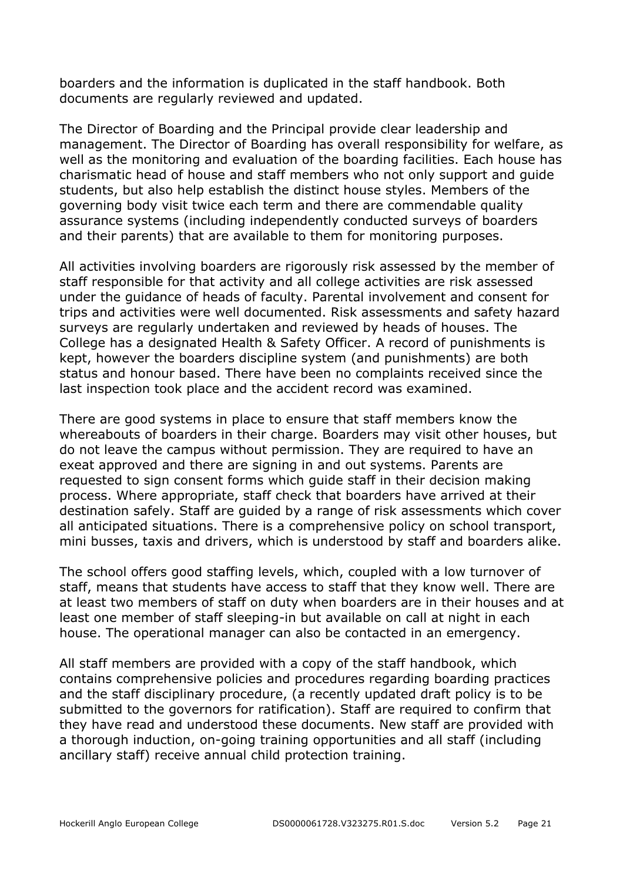boarders and the information is duplicated in the staff handbook. Both documents are regularly reviewed and updated.

The Director of Boarding and the Principal provide clear leadership and management. The Director of Boarding has overall responsibility for welfare, as well as the monitoring and evaluation of the boarding facilities. Each house has charismatic head of house and staff members who not only support and guide students, but also help establish the distinct house styles. Members of the governing body visit twice each term and there are commendable quality assurance systems (including independently conducted surveys of boarders and their parents) that are available to them for monitoring purposes.

All activities involving boarders are rigorously risk assessed by the member of staff responsible for that activity and all college activities are risk assessed under the guidance of heads of faculty. Parental involvement and consent for trips and activities were well documented. Risk assessments and safety hazard surveys are regularly undertaken and reviewed by heads of houses. The College has a designated Health & Safety Officer. A record of punishments is kept, however the boarders discipline system (and punishments) are both status and honour based. There have been no complaints received since the last inspection took place and the accident record was examined.

There are good systems in place to ensure that staff members know the whereabouts of boarders in their charge. Boarders may visit other houses, but do not leave the campus without permission. They are required to have an exeat approved and there are signing in and out systems. Parents are requested to sign consent forms which guide staff in their decision making process. Where appropriate, staff check that boarders have arrived at their destination safely. Staff are guided by a range of risk assessments which cover all anticipated situations. There is a comprehensive policy on school transport, mini busses, taxis and drivers, which is understood by staff and boarders alike.

The school offers good staffing levels, which, coupled with a low turnover of staff, means that students have access to staff that they know well. There are at least two members of staff on duty when boarders are in their houses and at least one member of staff sleeping-in but available on call at night in each house. The operational manager can also be contacted in an emergency.

All staff members are provided with a copy of the staff handbook, which contains comprehensive policies and procedures regarding boarding practices and the staff disciplinary procedure, (a recently updated draft policy is to be submitted to the governors for ratification). Staff are required to confirm that they have read and understood these documents. New staff are provided with a thorough induction, on-going training opportunities and all staff (including ancillary staff) receive annual child protection training.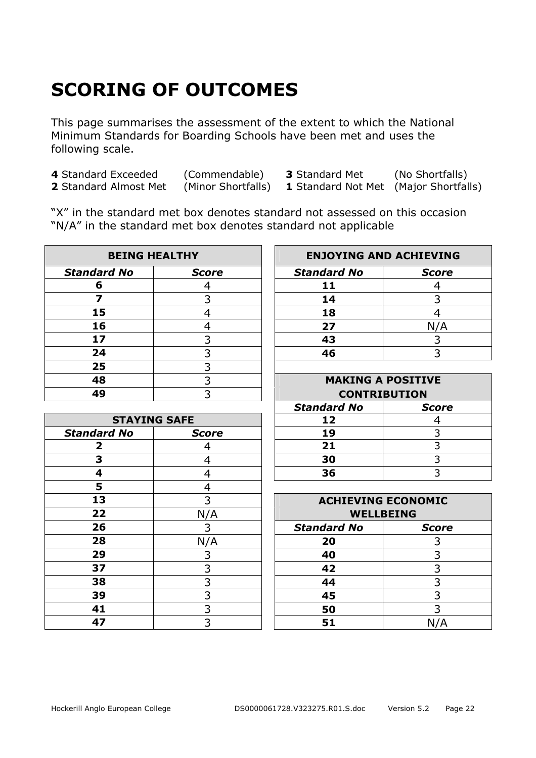# SCORING OF OUTCOMES

This page summarises the assessment of the extent to which the National Minimum Standards for Boarding Schools have been met and uses the following scale.

**4** Standard Exceeded (Commendable) **3** Standard Met (No Shortfalls)
**2** Standard Almost Met (Minor Shortfalls) **1** Standard Not Met (Major Shortfalls)

"X" in the standard met box denotes standard not assessed on this occasion
"N/A" in the standard met box denotes standard not applicable

| **BEING HEALTHY** | |
|---|---|
| ***Standard No*** | ***Score*** |
| **6** | 4 |
| **7** | 3 |
| **15** | 4 |
| **16** | 4 |
| **17** | 3 |
| **24** | 3 |
| **25** | 3 |
| **48** | 3 |
| **49** | 3 |

| **STAYING SAFE** | |
|---|---|
| ***Standard No*** | ***Score*** |
| **2** | 4 |
| **3** | 4 |
| **4** | 4 |
| **5** | 4 |
| **13** | 3 |
| **22** | N/A |
| **26** | 3 |
| **28** | N/A |
| **29** | 3 |
| **37** | 3 |
| **38** | 3 |
| **39** | 3 |
| **41** | 3 |
| **47** | 3 |

| **ENJOYING AND ACHIEVING** | |
|---|---|
| ***Standard No*** | ***Score*** |
| **11** | 4 |
| **14** | 3 |
| **18** | 4 |
| **27** | N/A |
| **43** | 3 |
| **46** | 3 |

| **MAKING A POSITIVE CONTRIBUTION** | |
|---|---|
| ***Standard No*** | ***Score*** |
| **12** | 4 |
| **19** | 3 |
| **21** | 3 |
| **30** | 3 |
| **36** | 3 |

| **ACHIEVING ECONOMIC WELLBEING** | |
|---|---|
| ***Standard No*** | ***Score*** |
| **20** | 3 |
| **40** | 3 |
| **42** | 3 |
| **44** | 3 |
| **45** | 3 |
| **50** | 3 |
| **51** | N/A |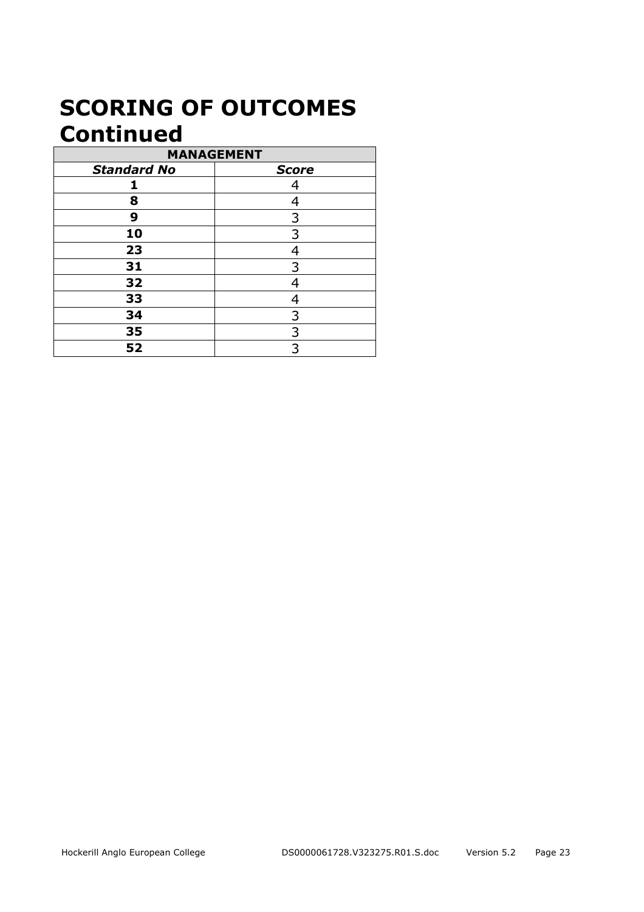# SCORING OF OUTCOMES Continued

| MANAGEMENT | |
|---|---|
| ***Standard No*** | ***Score*** |
| **1** | 4 |
| **8** | 4 |
| **9** | 3 |
| **10** | 3 |
| **23** | 4 |
| **31** | 3 |
| **32** | 4 |
| **33** | 4 |
| **34** | 3 |
| **35** | 3 |
| **52** | 3 |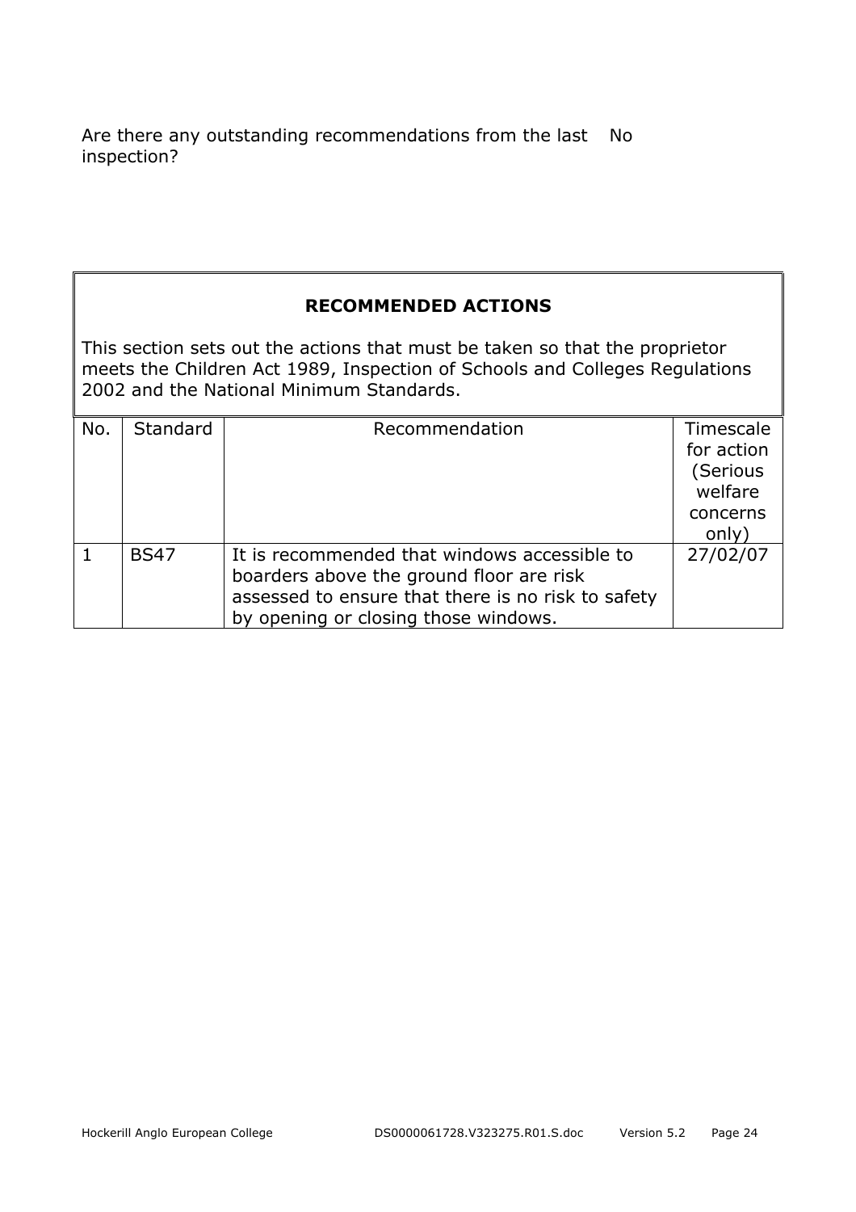| Are there any outstanding recommendations from the last inspection? | No |
|---|---|

## RECOMMENDED ACTIONS

This section sets out the actions that must be taken so that the proprietor meets the Children Act 1989, Inspection of Schools and Colleges Regulations 2002 and the National Minimum Standards.

| No. | Standard | Recommendation | Timescale for action (Serious welfare concerns only) |
|---|---|---|---|
| 1 | BS47 | It is recommended that windows accessible to boarders above the ground floor are risk assessed to ensure that there is no risk to safety by opening or closing those windows. | 27/02/07 |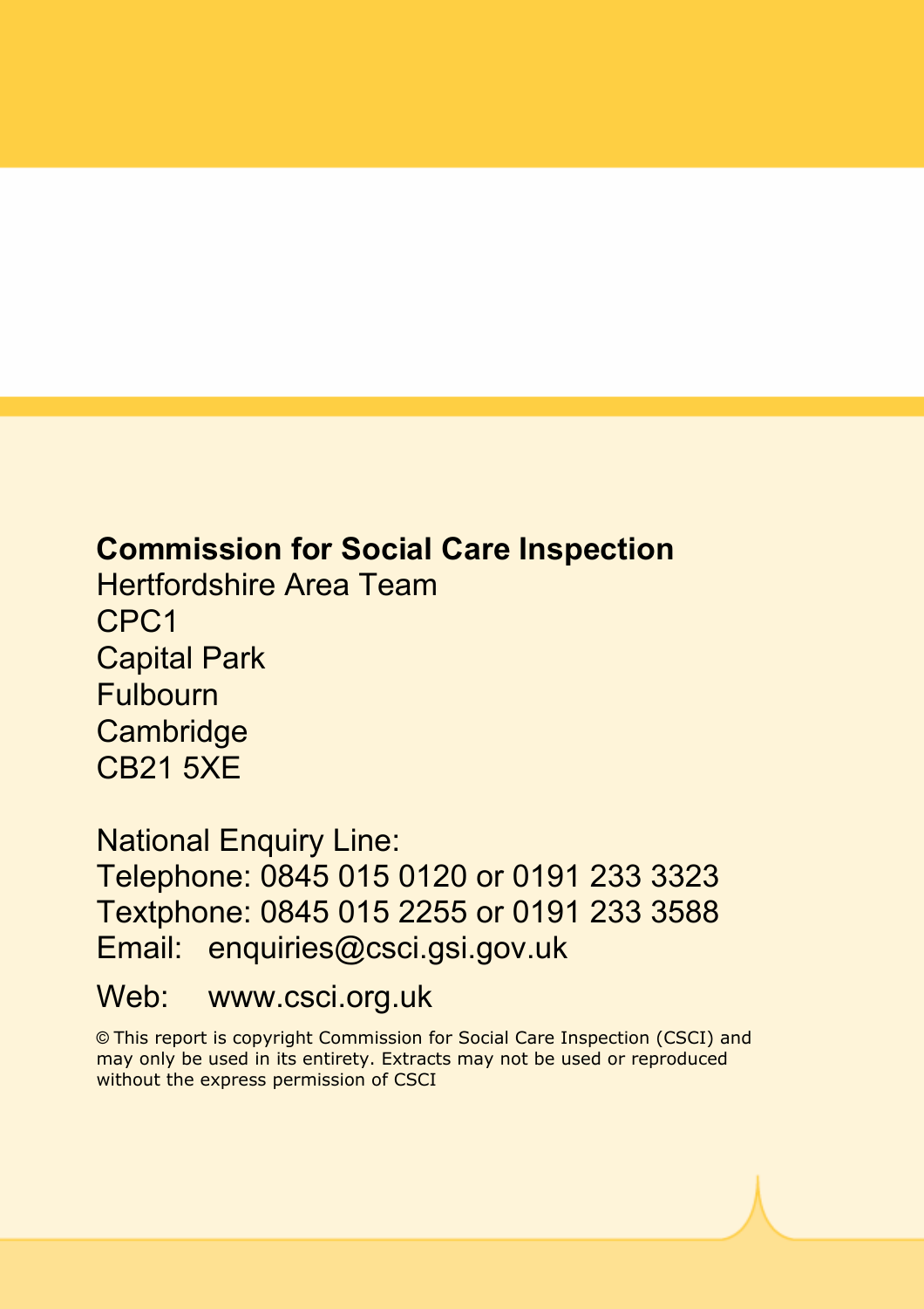**Commission for Social Care Inspection**
Hertfordshire Area Team
CPC1
Capital Park
Fulbourn
Cambridge
CB21 5XE

National Enquiry Line:
Telephone: 0845 015 0120 or 0191 233 3323
Textphone: 0845 015 2255 or 0191 233 3588
Email: enquiries@csci.gsi.gov.uk

Web: www.csci.org.uk

© This report is copyright Commission for Social Care Inspection (CSCI) and may only be used in its entirety. Extracts may not be used or reproduced without the express permission of CSCI